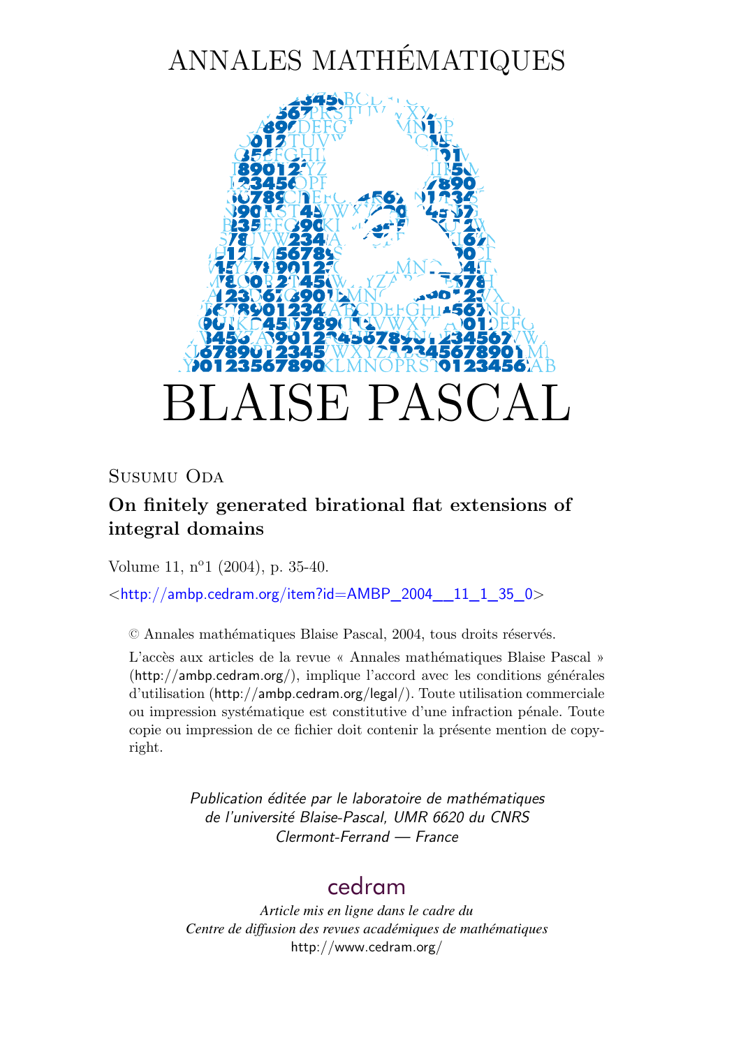# ANNALES MATHÉMATIQUES

# BLAISE PASCAL

Susumu Oda

**On finitely generated birational flat extensions of integral domains**

Volume 11, n$^{o}$1 (2004), p. 35-40.

<http://ambp.cedram.org/item?id=AMBP_2004__11_1_35_0>

© Annales mathématiques Blaise Pascal, 2004, tous droits réservés.

L'accès aux articles de la revue « Annales mathématiques Blaise Pascal » (http://ambp.cedram.org/), implique l'accord avec les conditions générales d'utilisation (http://ambp.cedram.org/legal/). Toute utilisation commerciale ou impression systématique est constitutive d'une infraction pénale. Toute copie ou impression de ce fichier doit contenir la présente mention de copyright.

*Publication éditée par le laboratoire de mathématiques de l'université Blaise-Pascal, UMR 6620 du CNRS Clermont-Ferrand — France*

cedram

*Article mis en ligne dans le cadre du Centre de diffusion des revues académiques de mathématiques*
http://www.cedram.org/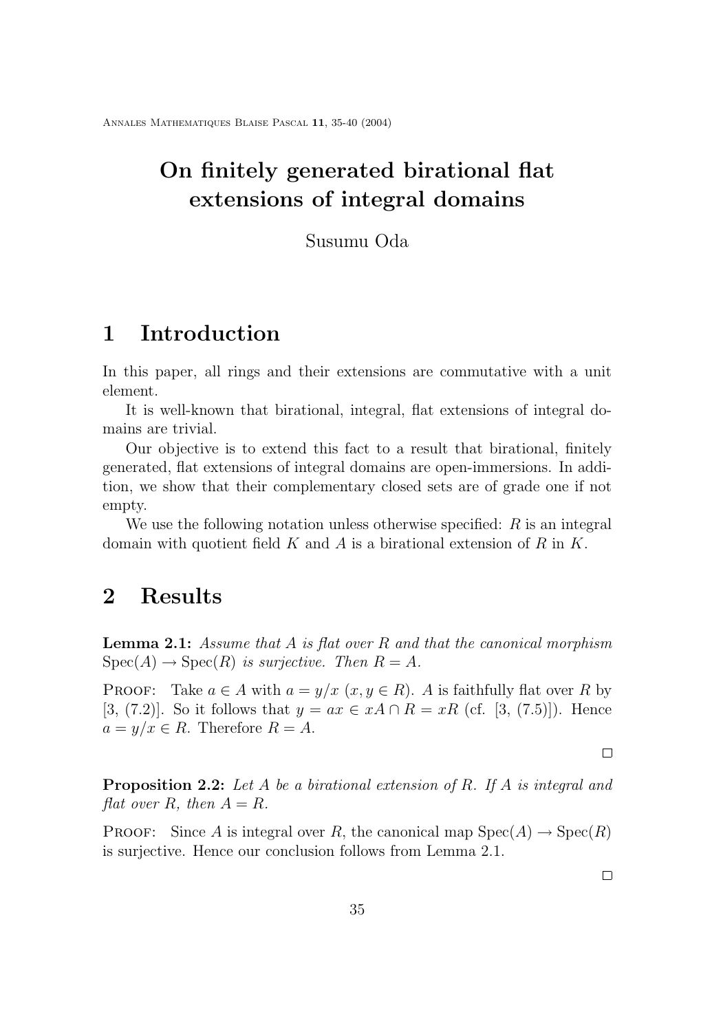# On finitely generated birational flat extensions of integral domains

Susumu Oda

## 1 Introduction

In this paper, all rings and their extensions are commutative with a unit element.

It is well-known that birational, integral, flat extensions of integral domains are trivial.

Our objective is to extend this fact to a result that birational, finitely generated, flat extensions of integral domains are open-immersions. In addition, we show that their complementary closed sets are of grade one if not empty.

We use the following notation unless otherwise specified: $R$ is an integral domain with quotient field $K$ and $A$ is a birational extension of $R$ in $K$.

## 2 Results

**Lemma 2.1:** *Assume that $A$ is flat over $R$ and that the canonical morphism $\mathrm{Spec}(A) \to \mathrm{Spec}(R)$ is surjective. Then $R = A$.*

Proof: Take $a \in A$ with $a = y/x$ $(x, y \in R)$. $A$ is faithfully flat over $R$ by [3, (7.2)]. So it follows that $y = ax \in xA \cap R = xR$ (cf. [3, (7.5)]). Hence $a = y/x \in R$. Therefore $R = A$.

□

**Proposition 2.2:** *Let $A$ be a birational extension of $R$. If $A$ is integral and flat over $R$, then $A = R$.*

Proof: Since $A$ is integral over $R$, the canonical map $\mathrm{Spec}(A) \to \mathrm{Spec}(R)$ is surjective. Hence our conclusion follows from Lemma 2.1.

□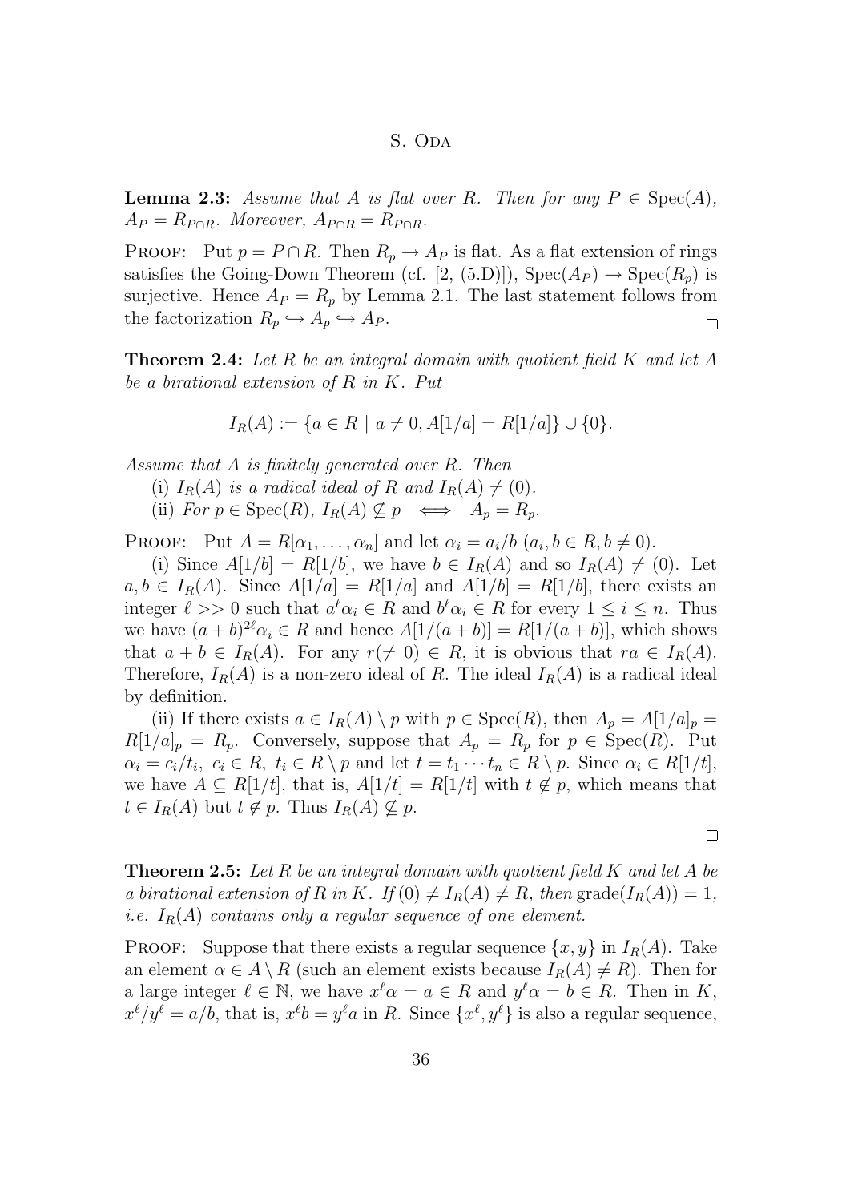**Lemma 2.3:** *Assume that $A$ is flat over $R$. Then for any $P \in \operatorname{Spec}(A)$, $A_P = R_{P \cap R}$. Moreover, $A_{P \cap R} = R_{P \cap R}$.*

Proof: Put $p = P \cap R$. Then $R_p \to A_P$ is flat. As a flat extension of rings satisfies the Going-Down Theorem (cf. [2, (5.D)]), $\operatorname{Spec}(A_P) \to \operatorname{Spec}(R_p)$ is surjective. Hence $A_P = R_p$ by Lemma 2.1. The last statement follows from the factorization $R_p \hookrightarrow A_p \hookrightarrow A_P$. $\square$

**Theorem 2.4:** *Let $R$ be an integral domain with quotient field $K$ and let $A$ be a birational extension of $R$ in $K$. Put*

$$I_R(A) := \{a \in R \mid a \neq 0, A[1/a] = R[1/a]\} \cup \{0\}.$$

*Assume that $A$ is finitely generated over $R$. Then*

(i) *$I_R(A)$ is a radical ideal of $R$ and $I_R(A) \neq (0)$.*

(ii) *For $p \in \operatorname{Spec}(R)$, $I_R(A) \not\subseteq p \iff A_p = R_p$.*

Proof: Put $A = R[\alpha_1, \ldots, \alpha_n]$ and let $\alpha_i = a_i/b$ $(a_i, b \in R, b \neq 0)$.

(i) Since $A[1/b] = R[1/b]$, we have $b \in I_R(A)$ and so $I_R(A) \neq (0)$. Let $a, b \in I_R(A)$. Since $A[1/a] = R[1/a]$ and $A[1/b] = R[1/b]$, there exists an integer $\ell >> 0$ such that $a^\ell \alpha_i \in R$ and $b^\ell \alpha_i \in R$ for every $1 \leq i \leq n$. Thus we have $(a+b)^{2\ell}\alpha_i \in R$ and hence $A[1/(a+b)] = R[1/(a+b)]$, which shows that $a + b \in I_R(A)$. For any $r (\neq 0) \in R$, it is obvious that $ra \in I_R(A)$. Therefore, $I_R(A)$ is a non-zero ideal of $R$. The ideal $I_R(A)$ is a radical ideal by definition.

(ii) If there exists $a \in I_R(A) \setminus p$ with $p \in \operatorname{Spec}(R)$, then $A_p = A[1/a]_p = R[1/a]_p = R_p$. Conversely, suppose that $A_p = R_p$ for $p \in \operatorname{Spec}(R)$. Put $\alpha_i = c_i/t_i$, $c_i \in R$, $t_i \in R \setminus p$ and let $t = t_1 \cdots t_n \in R \setminus p$. Since $\alpha_i \in R[1/t]$, we have $A \subseteq R[1/t]$, that is, $A[1/t] = R[1/t]$ with $t \notin p$, which means that $t \in I_R(A)$ but $t \notin p$. Thus $I_R(A) \not\subseteq p$. $\square$

**Theorem 2.5:** *Let $R$ be an integral domain with quotient field $K$ and let $A$ be a birational extension of $R$ in $K$. If $(0) \neq I_R(A) \neq R$, then $\operatorname{grade}(I_R(A)) = 1$, i.e. $I_R(A)$ contains only a regular sequence of one element.*

Proof: Suppose that there exists a regular sequence $\{x, y\}$ in $I_R(A)$. Take an element $\alpha \in A \setminus R$ (such an element exists because $I_R(A) \neq R$). Then for a large integer $\ell \in \mathbb{N}$, we have $x^\ell \alpha = a \in R$ and $y^\ell \alpha = b \in R$. Then in $K$, $x^\ell/y^\ell = a/b$, that is, $x^\ell b = y^\ell a$ in $R$. Since $\{x^\ell, y^\ell\}$ is also a regular sequence,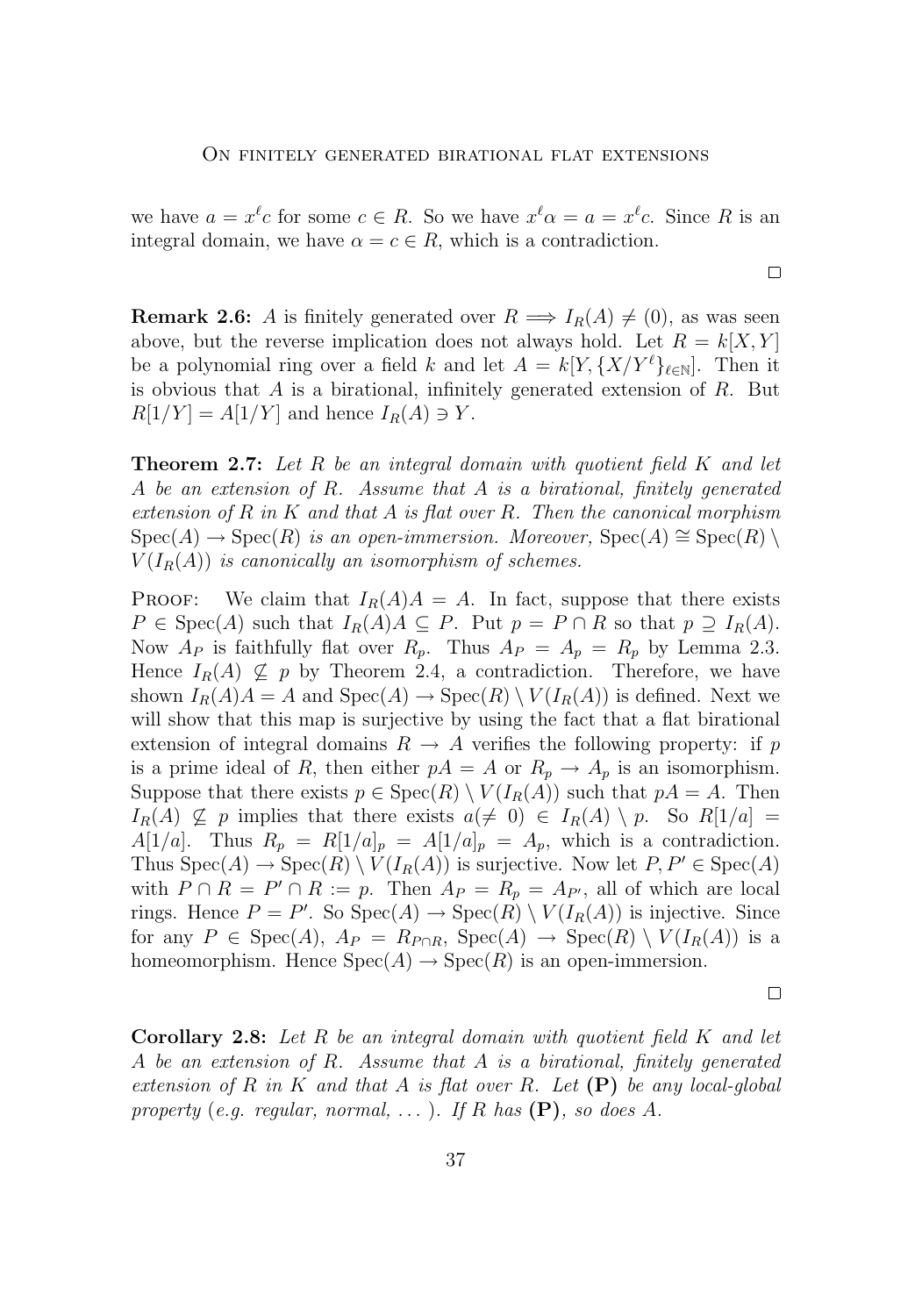we have $a = x^\ell c$ for some $c \in R$. So we have $x^\ell \alpha = a = x^\ell c$. Since $R$ is an integral domain, we have $\alpha = c \in R$, which is a contradiction.

□

**Remark 2.6:** $A$ is finitely generated over $R \Longrightarrow I_R(A) \neq (0)$, as was seen above, but the reverse implication does not always hold. Let $R = k[X, Y]$ be a polynomial ring over a field $k$ and let $A = k[Y, \{X/Y^\ell\}_{\ell \in \mathbb{N}}]$. Then it is obvious that $A$ is a birational, infinitely generated extension of $R$. But $R[1/Y] = A[1/Y]$ and hence $I_R(A) \ni Y$.

**Theorem 2.7:** *Let $R$ be an integral domain with quotient field $K$ and let $A$ be an extension of $R$. Assume that $A$ is a birational, finitely generated extension of $R$ in $K$ and that $A$ is flat over $R$. Then the canonical morphism $\mathrm{Spec}(A) \to \mathrm{Spec}(R)$ is an open-immersion. Moreover, $\mathrm{Spec}(A) \cong \mathrm{Spec}(R) \setminus V(I_R(A))$ is canonically an isomorphism of schemes.*

Proof: We claim that $I_R(A)A = A$. In fact, suppose that there exists $P \in \mathrm{Spec}(A)$ such that $I_R(A)A \subseteq P$. Put $p = P \cap R$ so that $p \supseteq I_R(A)$. Now $A_P$ is faithfully flat over $R_p$. Thus $A_P = A_p = R_p$ by Lemma 2.3. Hence $I_R(A) \not\subseteq p$ by Theorem 2.4, a contradiction. Therefore, we have shown $I_R(A)A = A$ and $\mathrm{Spec}(A) \to \mathrm{Spec}(R) \setminus V(I_R(A))$ is defined. Next we will show that this map is surjective by using the fact that a flat birational extension of integral domains $R \to A$ verifies the following property: if $p$ is a prime ideal of $R$, then either $pA = A$ or $R_p \to A_p$ is an isomorphism. Suppose that there exists $p \in \mathrm{Spec}(R) \setminus V(I_R(A))$ such that $pA = A$. Then $I_R(A) \not\subseteq p$ implies that there exists $a (\neq 0) \in I_R(A) \setminus p$. So $R[1/a] = A[1/a]$. Thus $R_p = R[1/a]_p = A[1/a]_p = A_p$, which is a contradiction. Thus $\mathrm{Spec}(A) \to \mathrm{Spec}(R) \setminus V(I_R(A))$ is surjective. Now let $P, P' \in \mathrm{Spec}(A)$ with $P \cap R = P' \cap R := p$. Then $A_P = R_p = A_{P'}$, all of which are local rings. Hence $P = P'$. So $\mathrm{Spec}(A) \to \mathrm{Spec}(R) \setminus V(I_R(A))$ is injective. Since for any $P \in \mathrm{Spec}(A)$, $A_P = R_{P \cap R}$, $\mathrm{Spec}(A) \to \mathrm{Spec}(R) \setminus V(I_R(A))$ is a homeomorphism. Hence $\mathrm{Spec}(A) \to \mathrm{Spec}(R)$ is an open-immersion.

□

**Corollary 2.8:** *Let $R$ be an integral domain with quotient field $K$ and let $A$ be an extension of $R$. Assume that $A$ is a birational, finitely generated extension of $R$ in $K$ and that $A$ is flat over $R$. Let* **(P)** *be any local-global property (e.g. regular, normal, ...). If $R$ has* **(P)***, so does $A$.*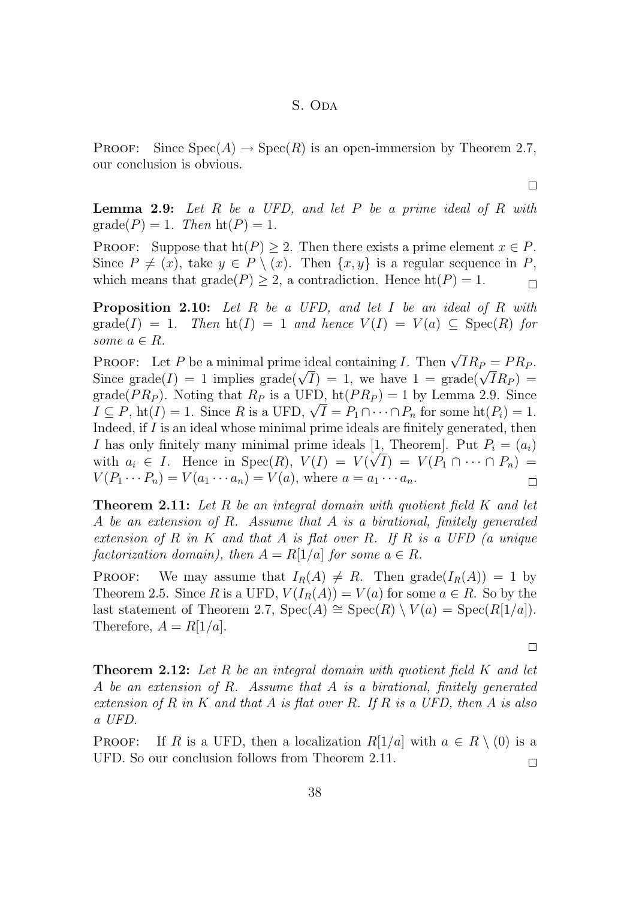PROOF: Since $\operatorname{Spec}(A) \to \operatorname{Spec}(R)$ is an open-immersion by Theorem 2.7, our conclusion is obvious. $\square$

**Lemma 2.9:** *Let $R$ be a UFD, and let $P$ be a prime ideal of $R$ with $\operatorname{grade}(P) = 1$. Then $\operatorname{ht}(P) = 1$.*

PROOF: Suppose that $\operatorname{ht}(P) \geq 2$. Then there exists a prime element $x \in P$. Since $P \neq (x)$, take $y \in P \setminus (x)$. Then $\{x, y\}$ is a regular sequence in $P$, which means that $\operatorname{grade}(P) \geq 2$, a contradiction. Hence $\operatorname{ht}(P) = 1$. $\square$

**Proposition 2.10:** *Let $R$ be a UFD, and let $I$ be an ideal of $R$ with $\operatorname{grade}(I) = 1$. Then $\operatorname{ht}(I) = 1$ and hence $V(I) = V(a) \subseteq \operatorname{Spec}(R)$ for some $a \in R$.*

PROOF: Let $P$ be a minimal prime ideal containing $I$. Then $\sqrt{I}R_P = PR_P$. Since $\operatorname{grade}(I) = 1$ implies $\operatorname{grade}(\sqrt{I}) = 1$, we have $1 = \operatorname{grade}(\sqrt{I}R_P) = \operatorname{grade}(PR_P)$. Noting that $R_P$ is a UFD, $\operatorname{ht}(PR_P) = 1$ by Lemma 2.9. Since $I \subseteq P$, $\operatorname{ht}(I) = 1$. Since $R$ is a UFD, $\sqrt{I} = P_1 \cap \cdots \cap P_n$ for some $\operatorname{ht}(P_i) = 1$. Indeed, if $I$ is an ideal whose minimal prime ideals are finitely generated, then $I$ has only finitely many minimal prime ideals [1, Theorem]. Put $P_i = (a_i)$ with $a_i \in I$. Hence in $\operatorname{Spec}(R)$, $V(I) = V(\sqrt{I}) = V(P_1 \cap \cdots \cap P_n) = V(P_1 \cdots P_n) = V(a_1 \cdots a_n) = V(a)$, where $a = a_1 \cdots a_n$. $\square$

**Theorem 2.11:** *Let $R$ be an integral domain with quotient field $K$ and let $A$ be an extension of $R$. Assume that $A$ is a birational, finitely generated extension of $R$ in $K$ and that $A$ is flat over $R$. If $R$ is a UFD (a unique factorization domain), then $A = R[1/a]$ for some $a \in R$.*

PROOF: We may assume that $I_R(A) \neq R$. Then $\operatorname{grade}(I_R(A)) = 1$ by Theorem 2.5. Since $R$ is a UFD, $V(I_R(A)) = V(a)$ for some $a \in R$. So by the last statement of Theorem 2.7, $\operatorname{Spec}(A) \cong \operatorname{Spec}(R) \setminus V(a) = \operatorname{Spec}(R[1/a])$. Therefore, $A = R[1/a]$. $\square$

**Theorem 2.12:** *Let $R$ be an integral domain with quotient field $K$ and let $A$ be an extension of $R$. Assume that $A$ is a birational, finitely generated extension of $R$ in $K$ and that $A$ is flat over $R$. If $R$ is a UFD, then $A$ is also a UFD.*

PROOF: If $R$ is a UFD, then a localization $R[1/a]$ with $a \in R \setminus (0)$ is a UFD. So our conclusion follows from Theorem 2.11. $\square$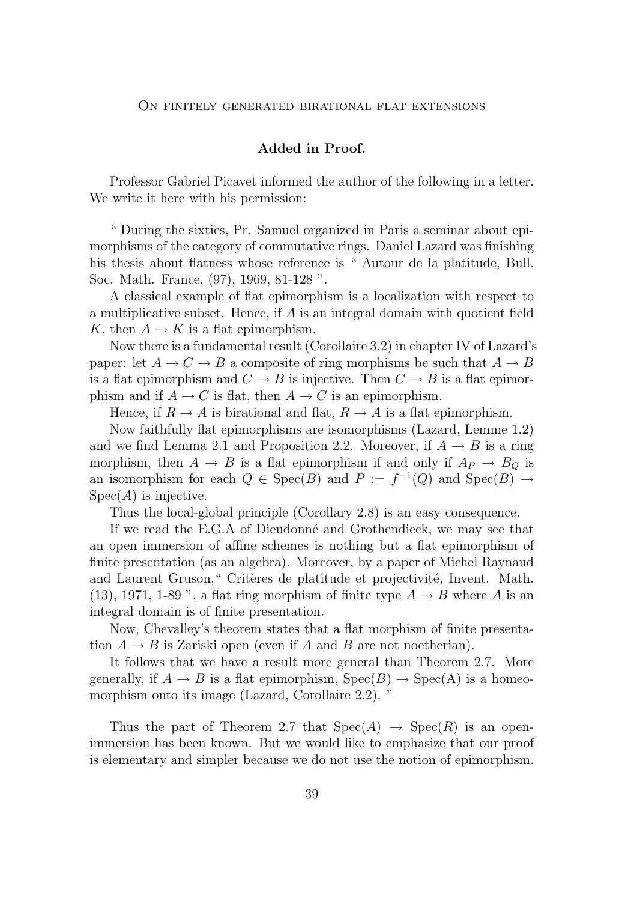## Added in Proof.

Professor Gabriel Picavet informed the author of the following in a letter. We write it here with his permission:

" During the sixties, Pr. Samuel organized in Paris a seminar about epimorphisms of the category of commutative rings. Daniel Lazard was finishing his thesis about flatness whose reference is " Autour de la platitude, Bull. Soc. Math. France, (97), 1969, 81-128 ".

A classical example of flat epimorphism is a localization with respect to a multiplicative subset. Hence, if $A$ is an integral domain with quotient field $K$, then $A \to K$ is a flat epimorphism.

Now there is a fundamental result (Corollaire 3.2) in chapter IV of Lazard's paper: let $A \to C \to B$ a composite of ring morphisms be such that $A \to B$ is a flat epimorphism and $C \to B$ is injective. Then $C \to B$ is a flat epimorphism and if $A \to C$ is flat, then $A \to C$ is an epimorphism.

Hence, if $R \to A$ is birational and flat, $R \to A$ is a flat epimorphism.

Now faithfully flat epimorphisms are isomorphisms (Lazard, Lemme 1.2) and we find Lemma 2.1 and Proposition 2.2. Moreover, if $A \to B$ is a ring morphism, then $A \to B$ is a flat epimorphism if and only if $A_P \to B_Q$ is an isomorphism for each $Q \in \mathrm{Spec}(B)$ and $P := f^{-1}(Q)$ and $\mathrm{Spec}(B) \to \mathrm{Spec}(A)$ is injective.

Thus the local-global principle (Corollary 2.8) is an easy consequence.

If we read the E.G.A of Dieudonné and Grothendieck, we may see that an open immersion of affine schemes is nothing but a flat epimorphism of finite presentation (as an algebra). Moreover, by a paper of Michel Raynaud and Laurent Gruson," Critères de platitude et projectivité, Invent. Math. (13), 1971, 1-89 ", a flat ring morphism of finite type $A \to B$ where $A$ is an integral domain is of finite presentation.

Now, Chevalley's theorem states that a flat morphism of finite presentation $A \to B$ is Zariski open (even if $A$ and $B$ are not noetherian).

It follows that we have a result more general than Theorem 2.7. More generally, if $A \to B$ is a flat epimorphism, $\mathrm{Spec}(B) \to \mathrm{Spec(A)}$ is a homeomorphism onto its image (Lazard, Corollaire 2.2). "

Thus the part of Theorem 2.7 that $\mathrm{Spec}(A) \to \mathrm{Spec}(R)$ is an open-immersion has been known. But we would like to emphasize that our proof is elementary and simpler because we do not use the notion of epimorphism.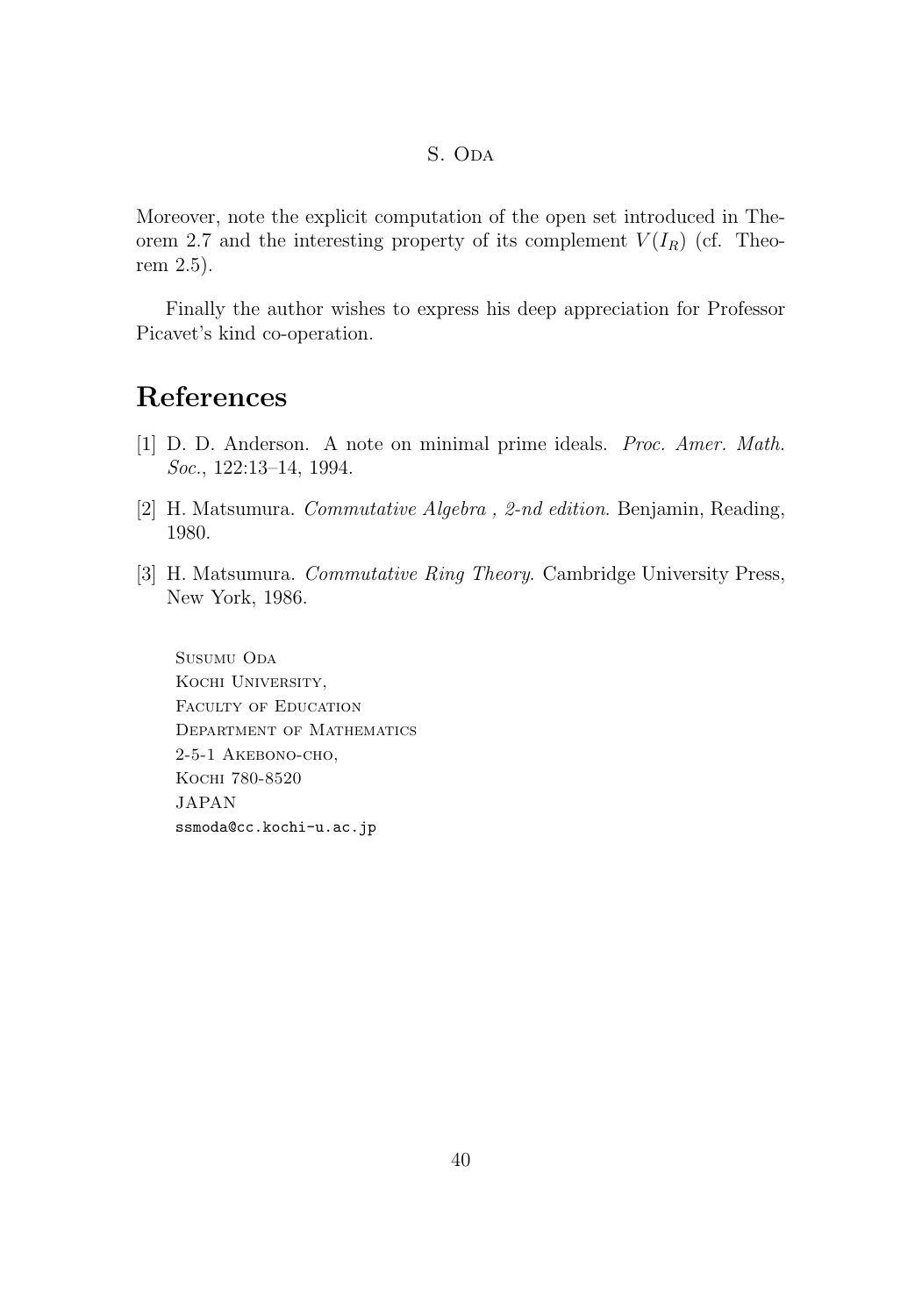Moreover, note the explicit computation of the open set introduced in Theorem 2.7 and the interesting property of its complement $V(I_R)$ (cf. Theorem 2.5).

Finally the author wishes to express his deep appreciation for Professor Picavet's kind co-operation.

## References

[1] D. D. Anderson. A note on minimal prime ideals. *Proc. Amer. Math. Soc.*, 122:13–14, 1994.

[2] H. Matsumura. *Commutative Algebra , 2-nd edition*. Benjamin, Reading, 1980.

[3] H. Matsumura. *Commutative Ring Theory*. Cambridge University Press, New York, 1986.

Susumu Oda
Kochi University,
Faculty of Education
Department of Mathematics
2-5-1 Akebono-cho,
Kochi 780-8520
JAPAN
ssmoda@cc.kochi-u.ac.jp